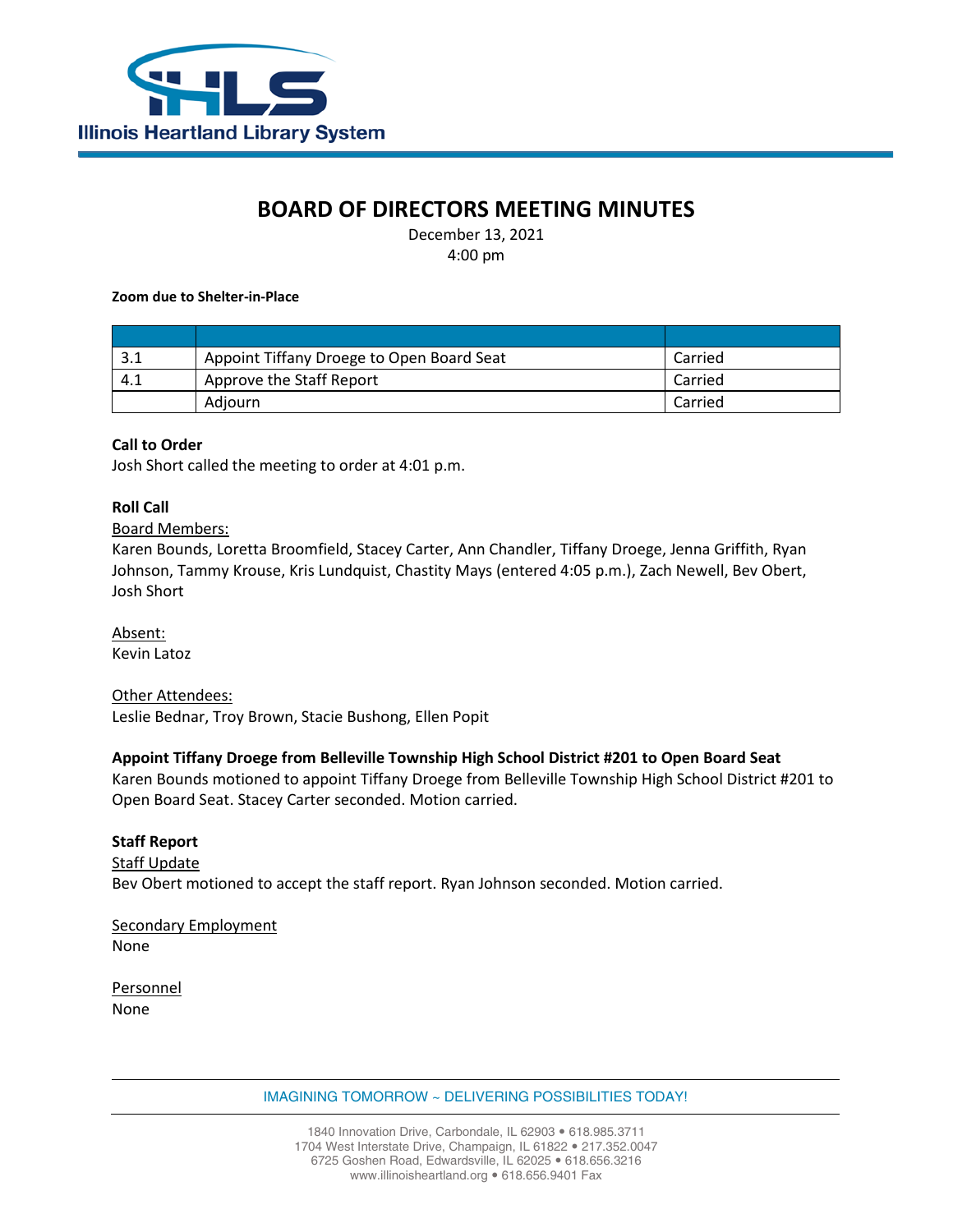Illinois Heartland Library System

# BOARD OF DIRECTORS MEETING MINUTES

December 13, 2021
4:00 pm

**Zoom due to Shelter-in-Place**

| | | |
|---|---|---|
| 3.1 | Appoint Tiffany Droege to Open Board Seat | Carried |
| 4.1 | Approve the Staff Report | Carried |
| | Adjourn | Carried |

**Call to Order**
Josh Short called the meeting to order at 4:01 p.m.

**Roll Call**

Board Members:
Karen Bounds, Loretta Broomfield, Stacey Carter, Ann Chandler, Tiffany Droege, Jenna Griffith, Ryan Johnson, Tammy Krouse, Kris Lundquist, Chastity Mays (entered 4:05 p.m.), Zach Newell, Bev Obert, Josh Short

Absent:
Kevin Latoz

Other Attendees:
Leslie Bednar, Troy Brown, Stacie Bushong, Ellen Popit

**Appoint Tiffany Droege from Belleville Township High School District #201 to Open Board Seat**
Karen Bounds motioned to appoint Tiffany Droege from Belleville Township High School District #201 to Open Board Seat. Stacey Carter seconded. Motion carried.

**Staff Report**

Staff Update
Bev Obert motioned to accept the staff report. Ryan Johnson seconded. Motion carried.

Secondary Employment
None

Personnel
None

IMAGINING TOMORROW ~ DELIVERING POSSIBILITIES TODAY!

1840 Innovation Drive, Carbondale, IL 62903 • 618.985.3711
1704 West Interstate Drive, Champaign, IL 61822 • 217.352.0047
6725 Goshen Road, Edwardsville, IL 62025 • 618.656.3216
www.illinoisheartland.org • 618.656.9401 Fax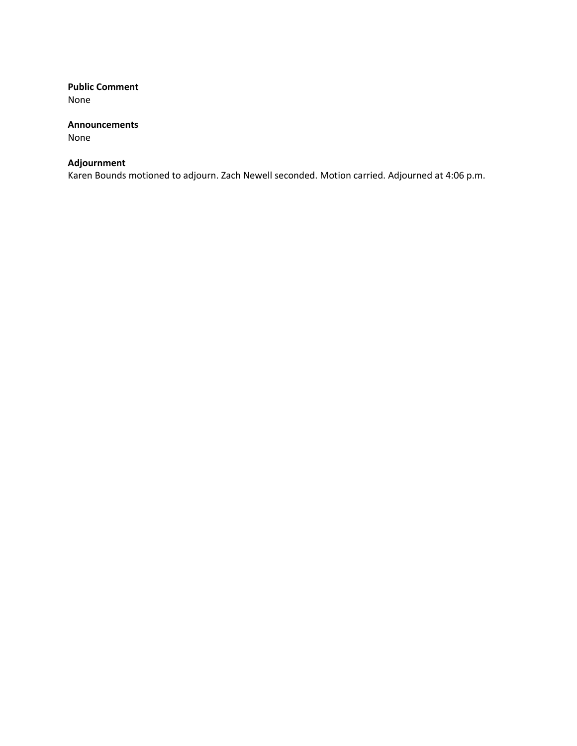**Public Comment**
None

**Announcements**
None

**Adjournment**
Karen Bounds motioned to adjourn. Zach Newell seconded. Motion carried. Adjourned at 4:06 p.m.